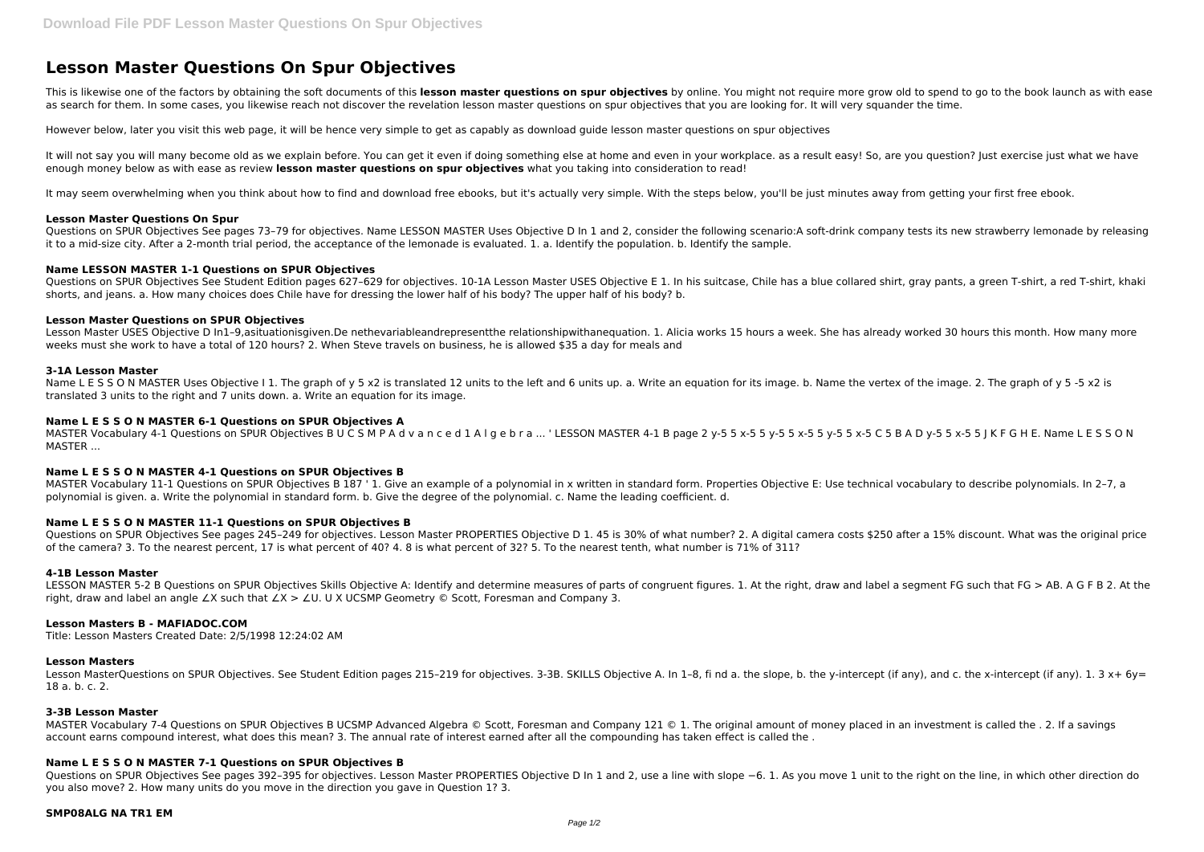# Lesson Master Questions On Spur Objectives

This is likewise one of the factors by obtaining the soft documents of this **lesson master questions on spur objectives** by online. You might not require more grow old to spend to go to the book launch as with ease as search for them. In some cases, you likewise reach not discover the revelation lesson master questions on spur objectives that you are looking for. It will very squander the time.

However below, later you visit this web page, it will be hence very simple to get as capably as download guide lesson master questions on spur objectives

It will not say you will many become old as we explain before. You can get it even if doing something else at home and even in your workplace. as a result easy! So, are you question? Just exercise just what we have enough money below as with ease as review **lesson master questions on spur objectives** what you taking into consideration to read!

It may seem overwhelming when you think about how to find and download free ebooks, but it's actually very simple. With the steps below, you'll be just minutes away from getting your first free ebook.

### Lesson Master Questions On Spur

Questions on SPUR Objectives See pages 73–79 for objectives. Name LESSON MASTER Uses Objective D In 1 and 2, consider the following scenario:A soft-drink company tests its new strawberry lemonade by releasing it to a mid-size city. After a 2-month trial period, the acceptance of the lemonade is evaluated. 1. a. Identify the population. b. Identify the sample.

### Name LESSON MASTER 1-1 Questions on SPUR Objectives

Questions on SPUR Objectives See Student Edition pages 627–629 for objectives. 10-1A Lesson Master USES Objective E 1. In his suitcase, Chile has a blue collared shirt, gray pants, a green T-shirt, a red T-shirt, khaki shorts, and jeans. a. How many choices does Chile have for dressing the lower half of his body? The upper half of his body? b.

### Lesson Master Questions on SPUR Objectives

Lesson Master USES Objective D In1–9,asituationisgiven.De nethevariableandrepresentthe relationshipwithanequation. 1. Alicia works 15 hours a week. She has already worked 30 hours this month. How many more weeks must she work to have a total of 120 hours? 2. When Steve travels on business, he is allowed $35 a day for meals and

### 3-1A Lesson Master

Name L E S S O N MASTER Uses Objective I 1. The graph of y 5 x2 is translated 12 units to the left and 6 units up. a. Write an equation for its image. b. Name the vertex of the image. 2. The graph of y 5 -5 x2 is translated 3 units to the right and 7 units down. a. Write an equation for its image.

### Name L E S S O N MASTER 6-1 Questions on SPUR Objectives A

MASTER Vocabulary 4-1 Questions on SPUR Objectives B U C S M P A d v a n c e d 1 A l g e b r a ... ' LESSON MASTER 4-1 B page 2 y-5 5 x-5 5 y-5 5 x-5 5 y-5 5 x-5 C 5 B A D y-5 5 x-5 5 J K F G H E. Name L E S S O N MASTER ...

### Name L E S S O N MASTER 4-1 Questions on SPUR Objectives B

MASTER Vocabulary 11-1 Questions on SPUR Objectives B 187 ' 1. Give an example of a polynomial in x written in standard form. Properties Objective E: Use technical vocabulary to describe polynomials. In 2–7, a polynomial is given. a. Write the polynomial in standard form. b. Give the degree of the polynomial. c. Name the leading coefficient. d.

### Name L E S S O N MASTER 11-1 Questions on SPUR Objectives B

Questions on SPUR Objectives See pages 245–249 for objectives. Lesson Master PROPERTIES Objective D 1. 45 is 30% of what number? 2. A digital camera costs $250 after a 15% discount. What was the original price of the camera? 3. To the nearest percent, 17 is what percent of 40? 4. 8 is what percent of 32? 5. To the nearest tenth, what number is 71% of 311?

### 4-1B Lesson Master

LESSON MASTER 5-2 B Questions on SPUR Objectives Skills Objective A: Identify and determine measures of parts of congruent figures. 1. At the right, draw and label a segment FG such that FG > AB. A G F B 2. At the right, draw and label an angle ∠X such that ∠X > ∠U. U X UCSMP Geometry © Scott, Foresman and Company 3.

### Lesson Masters B - MAFIADOC.COM

Title: Lesson Masters Created Date: 2/5/1998 12:24:02 AM

### Lesson Masters

Lesson MasterQuestions on SPUR Objectives. See Student Edition pages 215–219 for objectives. 3-3B. SKILLS Objective A. In 1–8, fi nd a. the slope, b. the y-intercept (if any), and c. the x-intercept (if any). 1. 3 x+ 6y= 18 a. b. c. 2.

### 3-3B Lesson Master

MASTER Vocabulary 7-4 Questions on SPUR Objectives B UCSMP Advanced Algebra © Scott, Foresman and Company 121 © 1. The original amount of money placed in an investment is called the . 2. If a savings account earns compound interest, what does this mean? 3. The annual rate of interest earned after all the compounding has taken effect is called the .

### Name L E S S O N MASTER 7-1 Questions on SPUR Objectives B

Questions on SPUR Objectives See pages 392–395 for objectives. Lesson Master PROPERTIES Objective D In 1 and 2, use a line with slope −6. 1. As you move 1 unit to the right on the line, in which other direction do you also move? 2. How many units do you move in the direction you gave in Question 1? 3.

### SMP08ALG NA TR1 EM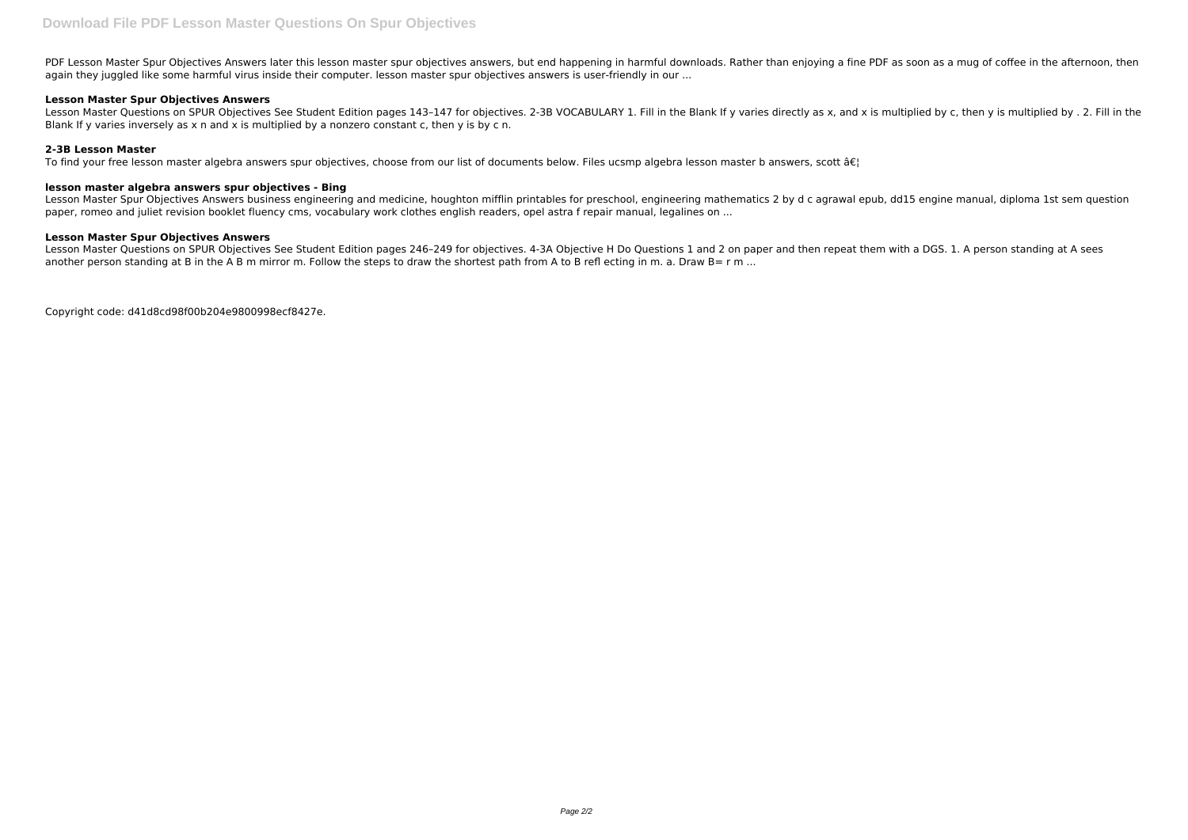PDF Lesson Master Spur Objectives Answers later this lesson master spur objectives answers, but end happening in harmful downloads. Rather than enjoying a fine PDF as soon as a mug of coffee in the afternoon, then again they juggled like some harmful virus inside their computer. lesson master spur objectives answers is user-friendly in our ...

### Lesson Master Spur Objectives Answers

Lesson Master Questions on SPUR Objectives See Student Edition pages 143–147 for objectives. 2-3B VOCABULARY 1. Fill in the Blank If y varies directly as x, and x is multiplied by c, then y is multiplied by . 2. Fill in the Blank If y varies inversely as x n and x is multiplied by a nonzero constant c, then y is by c n.

### 2-3B Lesson Master

To find your free lesson master algebra answers spur objectives, choose from our list of documents below. Files ucsmp algebra lesson master b answers, scott â€¦

### lesson master algebra answers spur objectives - Bing

Lesson Master Spur Objectives Answers business engineering and medicine, houghton mifflin printables for preschool, engineering mathematics 2 by d c agrawal epub, dd15 engine manual, diploma 1st sem question paper, romeo and juliet revision booklet fluency cms, vocabulary work clothes english readers, opel astra f repair manual, legalines on ...

### Lesson Master Spur Objectives Answers

Lesson Master Questions on SPUR Objectives See Student Edition pages 246–249 for objectives. 4-3A Objective H Do Questions 1 and 2 on paper and then repeat them with a DGS. 1. A person standing at A sees another person standing at B in the A B m mirror m. Follow the steps to draw the shortest path from A to B refl ecting in m. a. Draw B= r m ...

Copyright code: d41d8cd98f00b204e9800998ecf8427e.